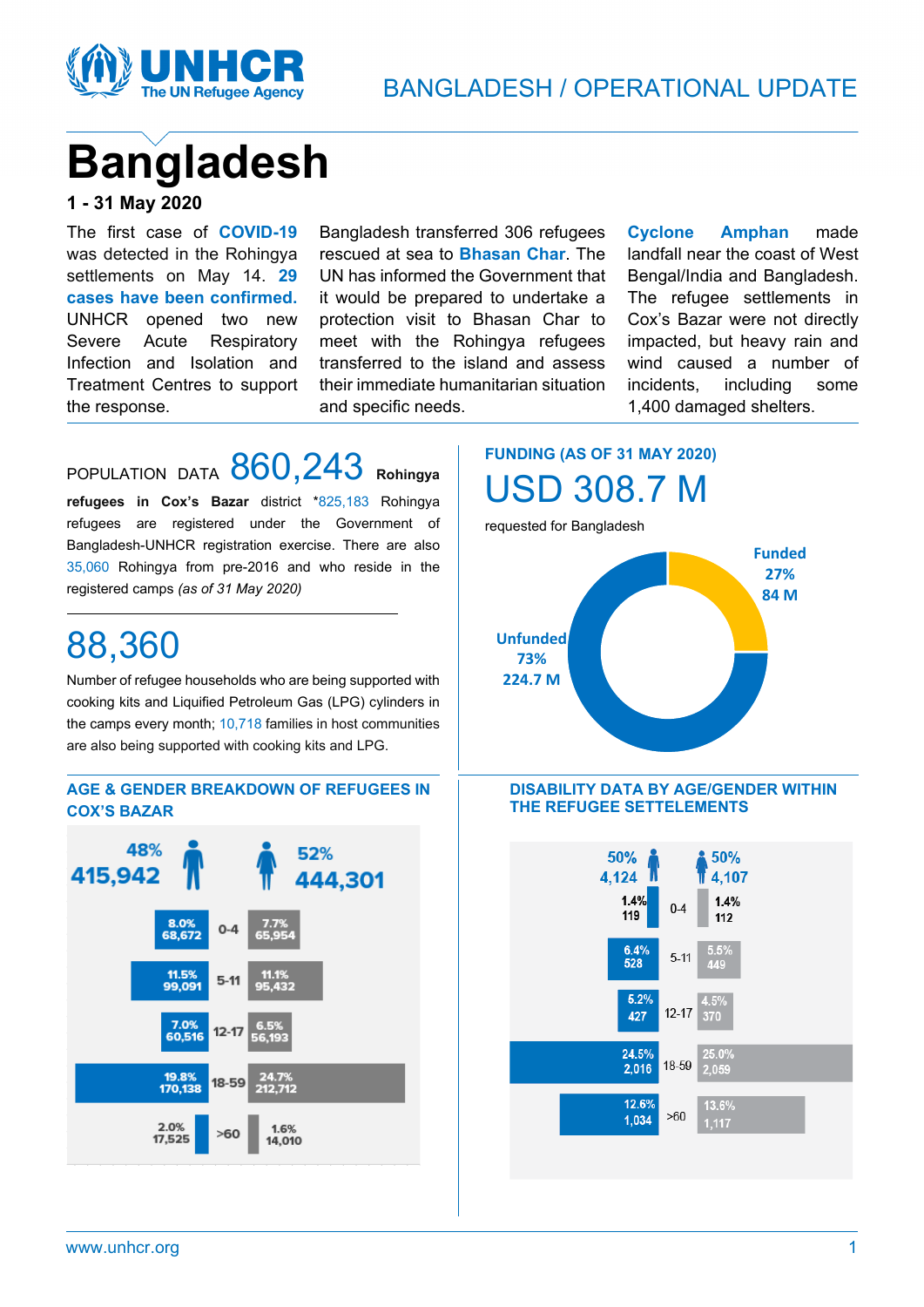# Bangladesh

**1 - 31 May 2020**

The first case of **COVID-19** was detected in the Rohingya settlements on May 14. **29 cases have been confirmed.** UNHCR opened two new Severe Acute Respiratory Infection and Isolation and Treatment Centres to support the response.

Bangladesh transferred 306 refugees rescued at sea to **Bhasan Char**. The UN has informed the Government that it would be prepared to undertake a protection visit to Bhasan Char to meet with the Rohingya refugees transferred to the island and assess their immediate humanitarian situation and specific needs.

**Cyclone Amphan** made landfall near the coast of West Bengal/India and Bangladesh. The refugee settlements in Cox's Bazar were not directly impacted, but heavy rain and wind caused a number of incidents, including some 1,400 damaged shelters.

POPULATION DATA **860,243 Rohingya refugees in Cox's Bazar** district *825,183 Rohingya refugees are registered under the Government of Bangladesh-UNHCR registration exercise. There are also 35,060 Rohingya from pre-2016 and who reside in the registered camps *(as of 31 May 2020)*

**88,360**

Number of refugee households who are being supported with cooking kits and Liquified Petroleum Gas (LPG) cylinders in the camps every month; 10,718 families in host communities are also being supported with cooking kits and LPG.

**FUNDING (AS OF 31 MAY 2020)**

**USD 308.7 M**

requested for Bangladesh

- Funded: 27% — 84 M
- Unfunded: 73% — 224.7 M

**AGE & GENDER BREAKDOWN OF REFUGEES IN COX'S BAZAR**

| Male 48% (415,942) | Age | Female 52% (444,301) |
|---|---|---|
| 8.0% 68,672 | 0-4 | 7.7% 65,954 |
| 11.5% 99,091 | 5-11 | 11.1% 95,432 |
| 7.0% 60,516 | 12-17 | 6.5% 56,193 |
| 19.8% 170,138 | 18-59 | 24.7% 212,712 |
| 2.0% 17,525 | >60 | 1.6% 14,010 |

**DISABILITY DATA BY AGE/GENDER WITHIN THE REFUGEE SETTELEMENTS**

| Male 50% (4,124) | Age | Female 50% (4,107) |
|---|---|---|
| 1.4% 119 | 0-4 | 1.4% 112 |
| 6.4% 528 | 5-11 | 5.5% 449 |
| 5.2% 427 | 12-17 | 4.5% 370 |
| 24.5% 2,016 | 18-59 | 25.0% 2,059 |
| 12.6% 1,034 | >60 | 13.6% 1,117 |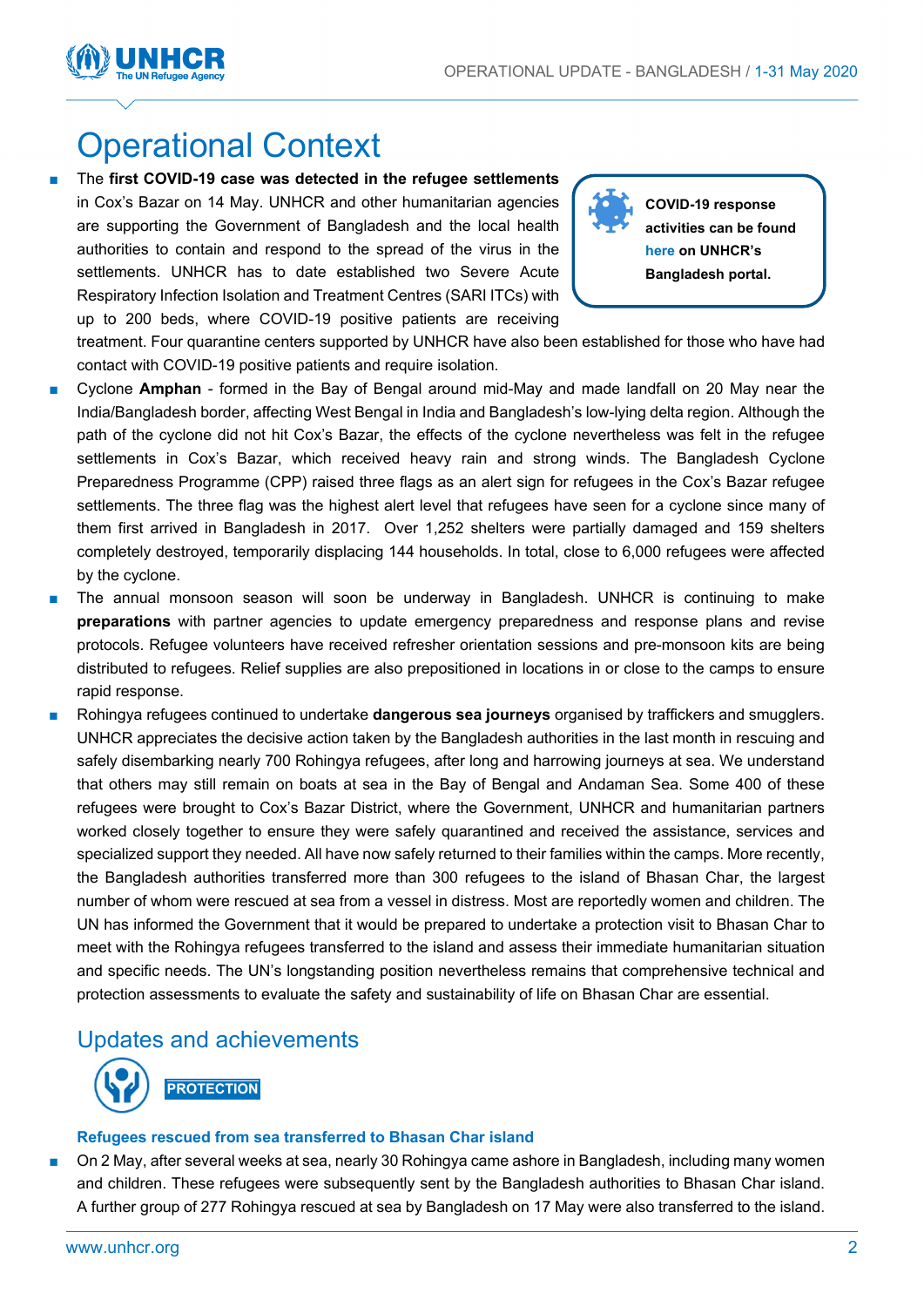# Operational Context

- The **first COVID-19 case was detected in the refugee settlements** in Cox's Bazar on 14 May. UNHCR and other humanitarian agencies are supporting the Government of Bangladesh and the local health authorities to contain and respond to the spread of the virus in the settlements. UNHCR has to date established two Severe Acute Respiratory Infection Isolation and Treatment Centres (SARI ITCs) with up to 200 beds, where COVID-19 positive patients are receiving treatment. Four quarantine centers supported by UNHCR have also been established for those who have had contact with COVID-19 positive patients and require isolation.

> **COVID-19 response activities can be found here on UNHCR's Bangladesh portal.**

- Cyclone **Amphan** - formed in the Bay of Bengal around mid-May and made landfall on 20 May near the India/Bangladesh border, affecting West Bengal in India and Bangladesh's low-lying delta region. Although the path of the cyclone did not hit Cox's Bazar, the effects of the cyclone nevertheless was felt in the refugee settlements in Cox's Bazar, which received heavy rain and strong winds. The Bangladesh Cyclone Preparedness Programme (CPP) raised three flags as an alert sign for refugees in the Cox's Bazar refugee settlements. The three flag was the highest alert level that refugees have seen for a cyclone since many of them first arrived in Bangladesh in 2017. Over 1,252 shelters were partially damaged and 159 shelters completely destroyed, temporarily displacing 144 households. In total, close to 6,000 refugees were affected by the cyclone.
- The annual monsoon season will soon be underway in Bangladesh. UNHCR is continuing to make **preparations** with partner agencies to update emergency preparedness and response plans and revise protocols. Refugee volunteers have received refresher orientation sessions and pre-monsoon kits are being distributed to refugees. Relief supplies are also prepositioned in locations in or close to the camps to ensure rapid response.
- Rohingya refugees continued to undertake **dangerous sea journeys** organised by traffickers and smugglers. UNHCR appreciates the decisive action taken by the Bangladesh authorities in the last month in rescuing and safely disembarking nearly 700 Rohingya refugees, after long and harrowing journeys at sea. We understand that others may still remain on boats at sea in the Bay of Bengal and Andaman Sea. Some 400 of these refugees were brought to Cox's Bazar District, where the Government, UNHCR and humanitarian partners worked closely together to ensure they were safely quarantined and received the assistance, services and specialized support they needed. All have now safely returned to their families within the camps. More recently, the Bangladesh authorities transferred more than 300 refugees to the island of Bhasan Char, the largest number of whom were rescued at sea from a vessel in distress. Most are reportedly women and children. The UN has informed the Government that it would be prepared to undertake a protection visit to Bhasan Char to meet with the Rohingya refugees transferred to the island and assess their immediate humanitarian situation and specific needs. The UN's longstanding position nevertheless remains that comprehensive technical and protection assessments to evaluate the safety and sustainability of life on Bhasan Char are essential.

## Updates and achievements

### PROTECTION

**Refugees rescued from sea transferred to Bhasan Char island**

- On 2 May, after several weeks at sea, nearly 30 Rohingya came ashore in Bangladesh, including many women and children. These refugees were subsequently sent by the Bangladesh authorities to Bhasan Char island. A further group of 277 Rohingya rescued at sea by Bangladesh on 17 May were also transferred to the island.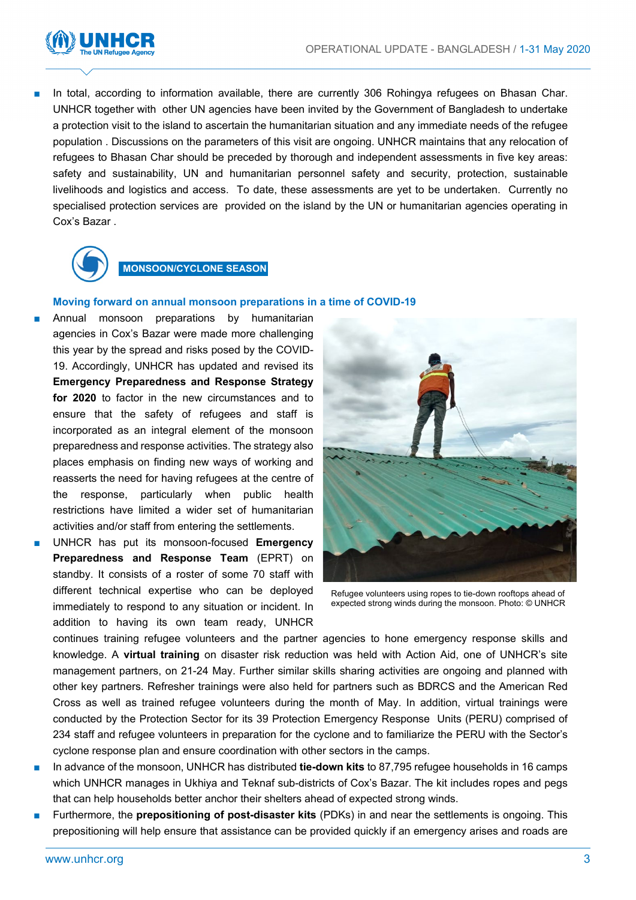- In total, according to information available, there are currently 306 Rohingya refugees on Bhasan Char. UNHCR together with other UN agencies have been invited by the Government of Bangladesh to undertake a protection visit to the island to ascertain the humanitarian situation and any immediate needs of the refugee population . Discussions on the parameters of this visit are ongoing. UNHCR maintains that any relocation of refugees to Bhasan Char should be preceded by thorough and independent assessments in five key areas: safety and sustainability, UN and humanitarian personnel safety and security, protection, sustainable livelihoods and logistics and access. To date, these assessments are yet to be undertaken. Currently no specialised protection services are provided on the island by the UN or humanitarian agencies operating in Cox's Bazar .

## MONSOON/CYCLONE SEASON

### Moving forward on annual monsoon preparations in a time of COVID-19

- Annual monsoon preparations by humanitarian agencies in Cox's Bazar were made more challenging this year by the spread and risks posed by the COVID-19. Accordingly, UNHCR has updated and revised its **Emergency Preparedness and Response Strategy for 2020** to factor in the new circumstances and to ensure that the safety of refugees and staff is incorporated as an integral element of the monsoon preparedness and response activities. The strategy also places emphasis on finding new ways of working and reasserts the need for having refugees at the centre of the response, particularly when public health restrictions have limited a wider set of humanitarian activities and/or staff from entering the settlements.
- UNHCR has put its monsoon-focused **Emergency Preparedness and Response Team** (EPRT) on standby. It consists of a roster of some 70 staff with different technical expertise who can be deployed immediately to respond to any situation or incident. In addition to having its own team ready, UNHCR continues training refugee volunteers and the partner agencies to hone emergency response skills and knowledge. A **virtual training** on disaster risk reduction was held with Action Aid, one of UNHCR's site management partners, on 21-24 May. Further similar skills sharing activities are ongoing and planned with other key partners. Refresher trainings were also held for partners such as BDRCS and the American Red Cross as well as trained refugee volunteers during the month of May. In addition, virtual trainings were conducted by the Protection Sector for its 39 Protection Emergency Response Units (PERU) comprised of 234 staff and refugee volunteers in preparation for the cyclone and to familiarize the PERU with the Sector's cyclone response plan and ensure coordination with other sectors in the camps.

Refugee volunteers using ropes to tie-down rooftops ahead of expected strong winds during the monsoon. Photo: © UNHCR

- In advance of the monsoon, UNHCR has distributed **tie-down kits** to 87,795 refugee households in 16 camps which UNHCR manages in Ukhiya and Teknaf sub-districts of Cox's Bazar. The kit includes ropes and pegs that can help households better anchor their shelters ahead of expected strong winds.
- Furthermore, the **prepositioning of post-disaster kits** (PDKs) in and near the settlements is ongoing. This prepositioning will help ensure that assistance can be provided quickly if an emergency arises and roads are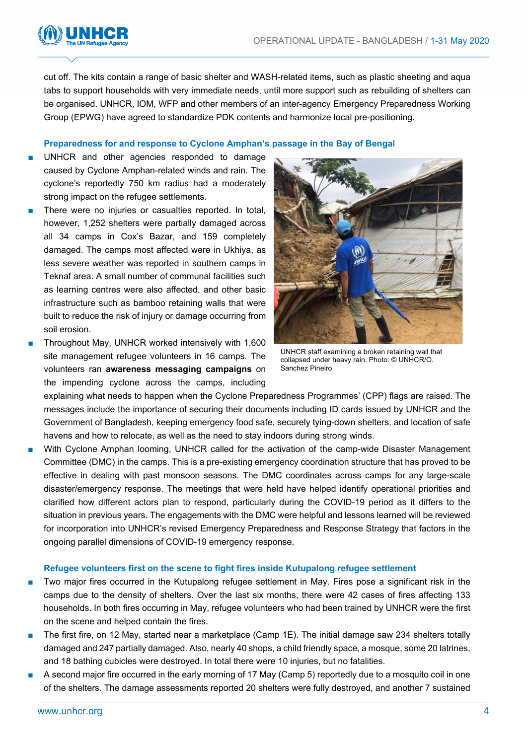cut off. The kits contain a range of basic shelter and WASH-related items, such as plastic sheeting and aqua tabs to support households with very immediate needs, until more support such as rebuilding of shelters can be organised. UNHCR, IOM, WFP and other members of an inter-agency Emergency Preparedness Working Group (EPWG) have agreed to standardize PDK contents and harmonize local pre-positioning.

### Preparedness for and response to Cyclone Amphan's passage in the Bay of Bengal

- UNHCR and other agencies responded to damage caused by Cyclone Amphan-related winds and rain. The cyclone's reportedly 750 km radius had a moderately strong impact on the refugee settlements.
- There were no injuries or casualties reported. In total, however, 1,252 shelters were partially damaged across all 34 camps in Cox's Bazar, and 159 completely damaged. The camps most affected were in Ukhiya, as less severe weather was reported in southern camps in Teknaf area. A small number of communal facilities such as learning centres were also affected, and other basic infrastructure such as bamboo retaining walls that were built to reduce the risk of injury or damage occurring from soil erosion.
- Throughout May, UNHCR worked intensively with 1,600 site management refugee volunteers in 16 camps. The volunteers ran **awareness messaging campaigns** on the impending cyclone across the camps, including explaining what needs to happen when the Cyclone Preparedness Programmes' (CPP) flags are raised. The messages include the importance of securing their documents including ID cards issued by UNHCR and the Government of Bangladesh, keeping emergency food safe, securely tying-down shelters, and location of safe havens and how to relocate, as well as the need to stay indoors during strong winds.
- With Cyclone Amphan looming, UNHCR called for the activation of the camp-wide Disaster Management Committee (DMC) in the camps. This is a pre-existing emergency coordination structure that has proved to be effective in dealing with past monsoon seasons. The DMC coordinates across camps for any large-scale disaster/emergency response. The meetings that were held have helped identify operational priorities and clarified how different actors plan to respond, particularly during the COVID-19 period as it differs to the situation in previous years. The engagements with the DMC were helpful and lessons learned will be reviewed for incorporation into UNHCR's revised Emergency Preparedness and Response Strategy that factors in the ongoing parallel dimensions of COVID-19 emergency response.

UNHCR staff examining a broken retaining wall that collapsed under heavy rain. Photo: © UNHCR/O. Sanchez Pineiro

### Refugee volunteers first on the scene to fight fires inside Kutupalong refugee settlement

- Two major fires occurred in the Kutupalong refugee settlement in May. Fires pose a significant risk in the camps due to the density of shelters. Over the last six months, there were 42 cases of fires affecting 133 households. In both fires occurring in May, refugee volunteers who had been trained by UNHCR were the first on the scene and helped contain the fires.
- The first fire, on 12 May, started near a marketplace (Camp 1E). The initial damage saw 234 shelters totally damaged and 247 partially damaged. Also, nearly 40 shops, a child friendly space, a mosque, some 20 latrines, and 18 bathing cubicles were destroyed. In total there were 10 injuries, but no fatalities.
- A second major fire occurred in the early morning of 17 May (Camp 5) reportedly due to a mosquito coil in one of the shelters. The damage assessments reported 20 shelters were fully destroyed, and another 7 sustained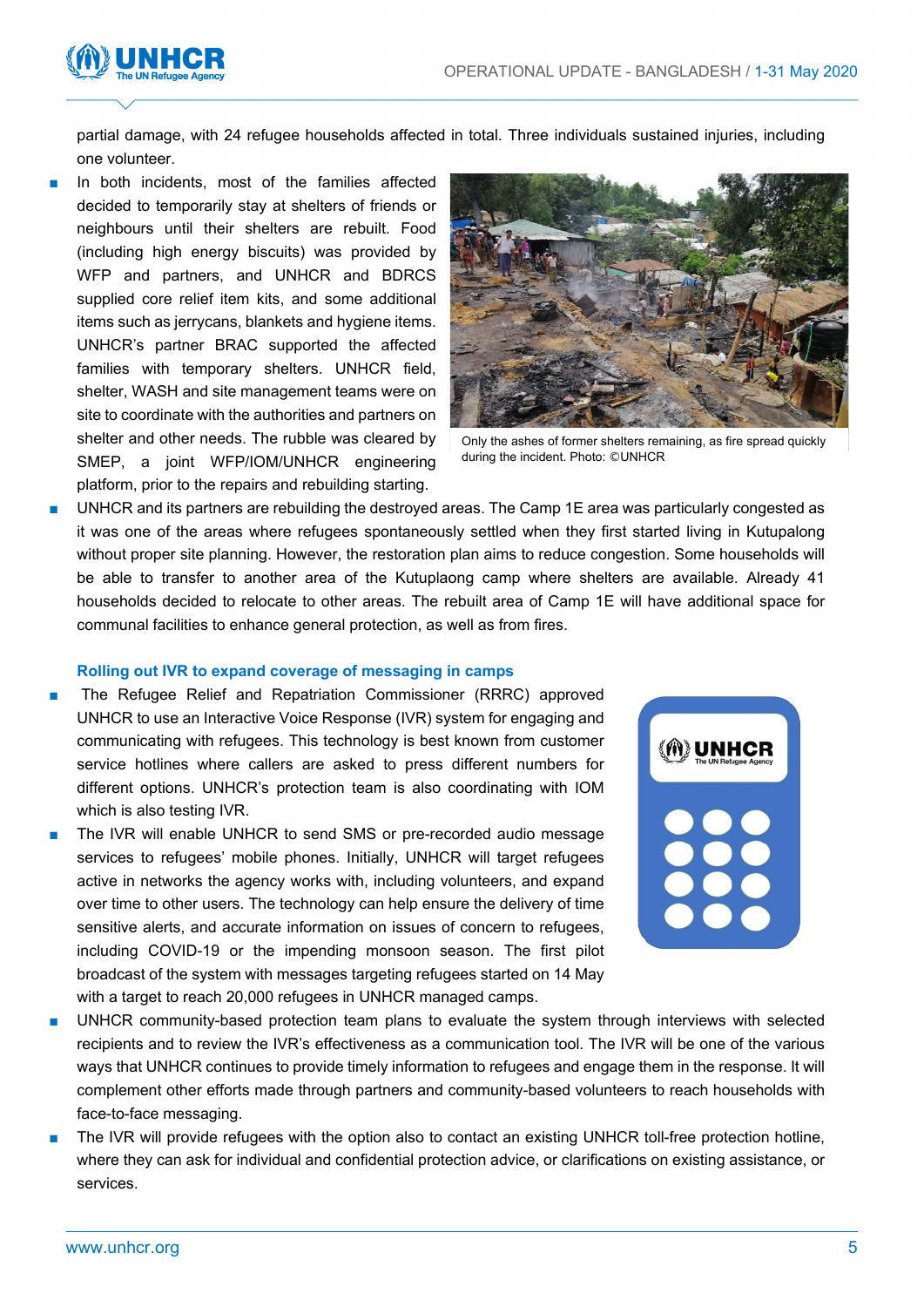partial damage, with 24 refugee households affected in total. Three individuals sustained injuries, including one volunteer.

- In both incidents, most of the families affected decided to temporarily stay at shelters of friends or neighbours until their shelters are rebuilt. Food (including high energy biscuits) was provided by WFP and partners, and UNHCR and BDRCS supplied core relief item kits, and some additional items such as jerrycans, blankets and hygiene items. UNHCR's partner BRAC supported the affected families with temporary shelters. UNHCR field, shelter, WASH and site management teams were on site to coordinate with the authorities and partners on shelter and other needs. The rubble was cleared by SMEP, a joint WFP/IOM/UNHCR engineering platform, prior to the repairs and rebuilding starting.

Only the ashes of former shelters remaining, as fire spread quickly during the incident. Photo: ©UNHCR

- UNHCR and its partners are rebuilding the destroyed areas. The Camp 1E area was particularly congested as it was one of the areas where refugees spontaneously settled when they first started living in Kutupalong without proper site planning. However, the restoration plan aims to reduce congestion. Some households will be able to transfer to another area of the Kutuplaong camp where shelters are available. Already 41 households decided to relocate to other areas. The rebuilt area of Camp 1E will have additional space for communal facilities to enhance general protection, as well as from fires.

**Rolling out IVR to expand coverage of messaging in camps**

- The Refugee Relief and Repatriation Commissioner (RRRC) approved UNHCR to use an Interactive Voice Response (IVR) system for engaging and communicating with refugees. This technology is best known from customer service hotlines where callers are asked to press different numbers for different options. UNHCR's protection team is also coordinating with IOM which is also testing IVR.
- The IVR will enable UNHCR to send SMS or pre-recorded audio message services to refugees' mobile phones. Initially, UNHCR will target refugees active in networks the agency works with, including volunteers, and expand over time to other users. The technology can help ensure the delivery of time sensitive alerts, and accurate information on issues of concern to refugees, including COVID-19 or the impending monsoon season. The first pilot broadcast of the system with messages targeting refugees started on 14 May with a target to reach 20,000 refugees in UNHCR managed camps.
- UNHCR community-based protection team plans to evaluate the system through interviews with selected recipients and to review the IVR's effectiveness as a communication tool. The IVR will be one of the various ways that UNHCR continues to provide timely information to refugees and engage them in the response. It will complement other efforts made through partners and community-based volunteers to reach households with face-to-face messaging.
- The IVR will provide refugees with the option also to contact an existing UNHCR toll-free protection hotline, where they can ask for individual and confidential protection advice, or clarifications on existing assistance, or services.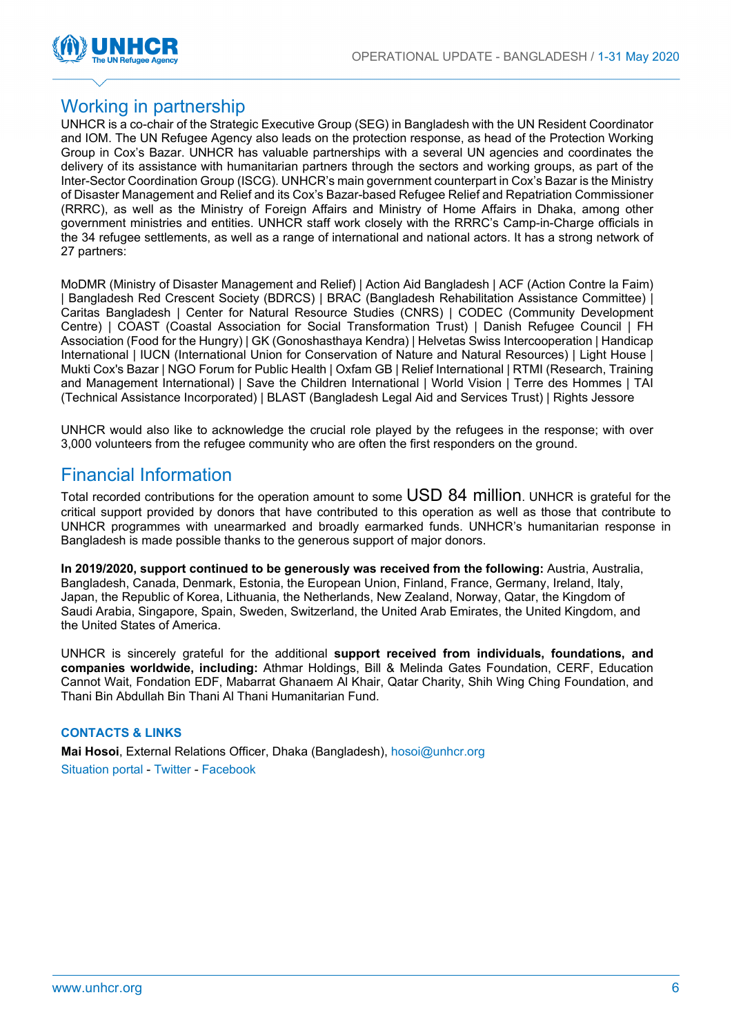## Working in partnership

UNHCR is a co-chair of the Strategic Executive Group (SEG) in Bangladesh with the UN Resident Coordinator and IOM. The UN Refugee Agency also leads on the protection response, as head of the Protection Working Group in Cox's Bazar. UNHCR has valuable partnerships with a several UN agencies and coordinates the delivery of its assistance with humanitarian partners through the sectors and working groups, as part of the Inter-Sector Coordination Group (ISCG). UNHCR's main government counterpart in Cox's Bazar is the Ministry of Disaster Management and Relief and its Cox's Bazar-based Refugee Relief and Repatriation Commissioner (RRRC), as well as the Ministry of Foreign Affairs and Ministry of Home Affairs in Dhaka, among other government ministries and entities. UNHCR staff work closely with the RRRC's Camp-in-Charge officials in the 34 refugee settlements, as well as a range of international and national actors. It has a strong network of 27 partners:

MoDMR (Ministry of Disaster Management and Relief) | Action Aid Bangladesh | ACF (Action Contre la Faim) | Bangladesh Red Crescent Society (BDRCS) | BRAC (Bangladesh Rehabilitation Assistance Committee) | Caritas Bangladesh | Center for Natural Resource Studies (CNRS) | CODEC (Community Development Centre) | COAST (Coastal Association for Social Transformation Trust) | Danish Refugee Council | FH Association (Food for the Hungry) | GK (Gonoshasthaya Kendra) | Helvetas Swiss Intercooperation | Handicap International | IUCN (International Union for Conservation of Nature and Natural Resources) | Light House | Mukti Cox's Bazar | NGO Forum for Public Health | Oxfam GB | Relief International | RTMI (Research, Training and Management International) | Save the Children International | World Vision | Terre des Hommes | TAI (Technical Assistance Incorporated) | BLAST (Bangladesh Legal Aid and Services Trust) | Rights Jessore

UNHCR would also like to acknowledge the crucial role played by the refugees in the response; with over 3,000 volunteers from the refugee community who are often the first responders on the ground.

## Financial Information

Total recorded contributions for the operation amount to some USD 84 million. UNHCR is grateful for the critical support provided by donors that have contributed to this operation as well as those that contribute to UNHCR programmes with unearmarked and broadly earmarked funds. UNHCR's humanitarian response in Bangladesh is made possible thanks to the generous support of major donors.

**In 2019/2020, support continued to be generously was received from the following:** Austria, Australia, Bangladesh, Canada, Denmark, Estonia, the European Union, Finland, France, Germany, Ireland, Italy, Japan, the Republic of Korea, Lithuania, the Netherlands, New Zealand, Norway, Qatar, the Kingdom of Saudi Arabia, Singapore, Spain, Sweden, Switzerland, the United Arab Emirates, the United Kingdom, and the United States of America.

UNHCR is sincerely grateful for the additional **support received from individuals, foundations, and companies worldwide, including:** Athmar Holdings, Bill & Melinda Gates Foundation, CERF, Education Cannot Wait, Fondation EDF, Mabarrat Ghanaem Al Khair, Qatar Charity, Shih Wing Ching Foundation, and Thani Bin Abdullah Bin Thani Al Thani Humanitarian Fund.

### CONTACTS & LINKS

**Mai Hosoi**, External Relations Officer, Dhaka (Bangladesh), hosoi@unhcr.org

Situation portal - Twitter - Facebook